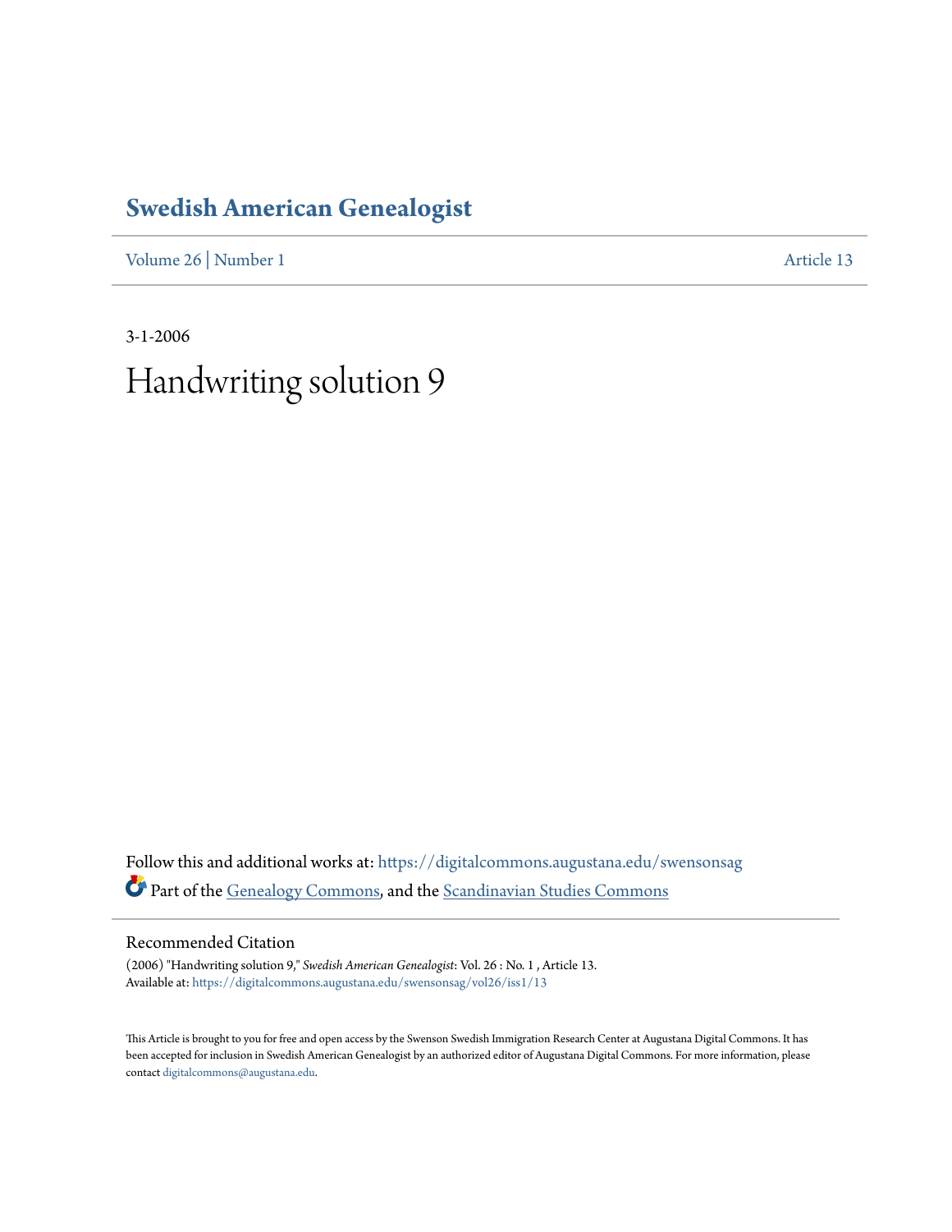# Swedish American Genealogist

Volume 26 | Number 1 Article 13

3-1-2006

# Handwriting solution 9

Follow this and additional works at: https://digitalcommons.augustana.edu/swensonsag

Part of the Genealogy Commons, and the Scandinavian Studies Commons

## Recommended Citation

(2006) "Handwriting solution 9," *Swedish American Genealogist*: Vol. 26 : No. 1 , Article 13.
Available at: https://digitalcommons.augustana.edu/swensonsag/vol26/iss1/13

This Article is brought to you for free and open access by the Swenson Swedish Immigration Research Center at Augustana Digital Commons. It has been accepted for inclusion in Swedish American Genealogist by an authorized editor of Augustana Digital Commons. For more information, please contact digitalcommons@augustana.edu.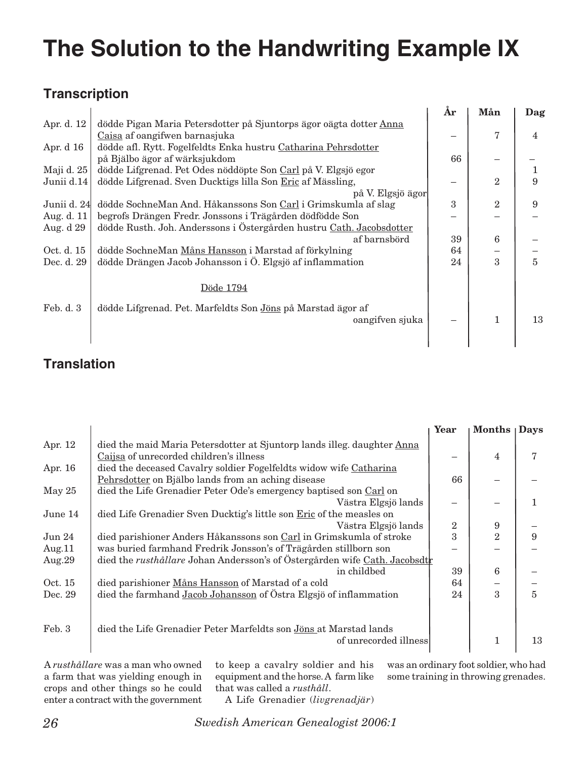# The Solution to the Handwriting Example IX

## Transcription

| | | År | Mån | Dag |
|---|---|---|---|---|
| Apr. d. 12 | dödde Pigan Maria Petersdotter på Sjuntorps ägor oägta dotter Anna Caisa af oangifwen barnasjuka | – | 7 | 4 |
| Apr. d 16 | dödde afl. Rytt. Fogelfeldts Enka hustru Catharina Pehrsdotter på Bjälbo ägor af wärksjukdom | 66 | – | – |
| Maji d. 25 | dödde Lifgrenad. Pet Odes nöddöpte Son Carl på V. Elgsjö egor | | | 1 |
| Junii d.14 | dödde Lifgrenad. Sven Ducktigs lilla Son Eric af Mässling, på V. Elgsjö ägor | – | 2 | 9 |
| Junii d. 24 | dödde SochneMan And. Håkanssons Son Carl i Grimskumla af slag | 3 | 2 | 9 |
| Aug. d. 11 | begrofs Drängen Fredr. Jonssons i Trägården dödfödde Son | – | – | – |
| Aug. d 29 | dödde Rusth. Joh. Anderssons i Östergården hustru Cath. Jacobsdotter af barnsbörd | 39 | 6 | – |
| Oct. d. 15 | dödde SochneMan Måns Hansson i Marstad af förkylning | 64 | – | – |
| Dec. d. 29 | dödde Drängen Jacob Johansson i Ö. Elgsjö af inflammation | 24 | 3 | 5 |
| | Döde 1794 | | | |
| Feb. d. 3 | dödde Lifgrenad. Pet. Marfeldts Son Jöns på Marstad ägor af oangifven sjuka | – | 1 | 13 |

## Translation

| | | Year | Months | Days |
|---|---|---|---|---|
| Apr. 12 | died the maid Maria Petersdotter at Sjuntorp lands illeg. daughter Anna Caijsa of unrecorded children's illness | – | 4 | 7 |
| Apr. 16 | died the deceased Cavalry soldier Fogelfeldts widow wife Catharina Pehrsdotter on Bjälbo lands from an aching disease | 66 | – | – |
| May 25 | died the Life Grenadier Peter Ode's emergency baptised son Carl on Västra Elgsjö lands | – | – | 1 |
| June 14 | died Life Grenadier Sven Ducktig's little son Eric of the measles on Västra Elgsjö lands | 2 | 9 | – |
| Jun 24 | died parishioner Anders Håkanssons son Carl in Grimskumla of stroke | 3 | 2 | 9 |
| Aug.11 | was buried farmhand Fredrik Jonsson's of Trägården stillborn son | – | – | – |
| Aug.29 | died the *rusthållare* Johan Andersson's of Östergården wife Cath. Jacobsdtr in childbed | 39 | 6 | – |
| Oct. 15 | died parishioner Måns Hansson of Marstad of a cold | 64 | – | – |
| Dec. 29 | died the farmhand Jacob Johansson of Östra Elgsjö of inflammation | 24 | 3 | 5 |
| Feb. 3 | died the Life Grenadier Peter Marfeldts son Jöns at Marstad lands of unrecorded illness | | 1 | 13 |

A *rusthållare* was a man who owned a farm that was yielding enough in crops and other things so he could enter a contract with the government to keep a cavalry soldier and his equipment and the horse. A farm like that was called a *rusthåll*.

A Life Grenadier (*livgrenadjär*) was an ordinary foot soldier, who had some training in throwing grenades.